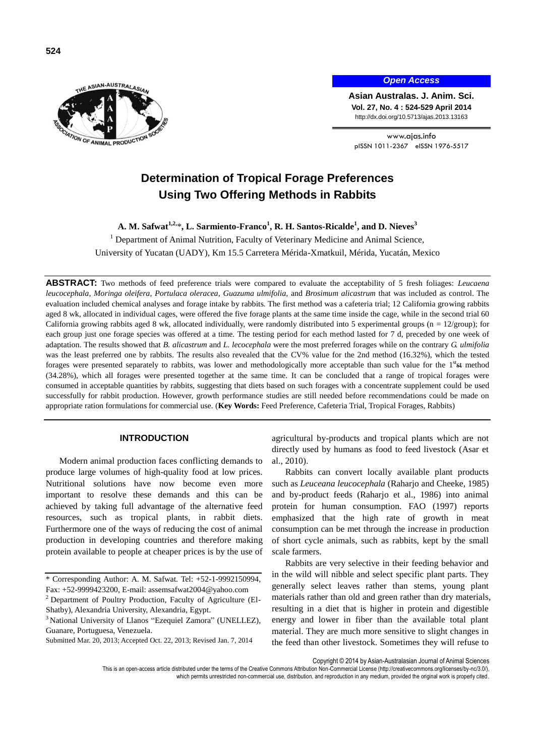# Determination of Tropical Forage Preferences Using Two Offering Methods in Rabbits

**A. M. Safwat[1,2,]*, L. Sarmiento-Franco[1], R. H. Santos-Ricalde[1], and D. Nieves[3]**

[1] Department of Animal Nutrition, Faculty of Veterinary Medicine and Animal Science, University of Yucatan (UADY), Km 15.5 Carretera Mérida-Xmatkuil, Mérida, Yucatán, Mexico

**ABSTRACT:** Two methods of feed preference trials were compared to evaluate the acceptability of 5 fresh foliages: *Leucaena leucocephala*, *Moringa oleifera*, *Portulaca oleracea*, *Guazuma ulmifolia*, and *Brosimum alicastrum* that was included as control. The evaluation included chemical analyses and forage intake by rabbits. The first method was a cafeteria trial; 12 California growing rabbits aged 8 wk, allocated in individual cages, were offered the five forage plants at the same time inside the cage, while in the second trial 60 California growing rabbits aged 8 wk, allocated individually, were randomly distributed into 5 experimental groups (n = 12/group); for each group just one forage species was offered at a time. The testing period for each method lasted for 7 d, preceded by one week of adaptation. The results showed that *B. alicastrum* and *L. lecocephala* were the most preferred forages while on the contrary *G. ulmifolia* was the least preferred one by rabbits. The results also revealed that the CV% value for the 2nd method (16.32%), which the tested forages were presented separately to rabbits, was lower and methodologically more acceptable than such value for the 1st ~~st~~ method (34.28%), which all forages were presented together at the same time. It can be concluded that a range of tropical forages were consumed in acceptable quantities by rabbits, suggesting that diets based on such forages with a concentrate supplement could be used successfully for rabbit production. However, growth performance studies are still needed before recommendations could be made on appropriate ration formulations for commercial use. (**Key Words:** Feed Preference, Cafeteria Trial, Tropical Forages, Rabbits)

## INTRODUCTION

Modern animal production faces conflicting demands to produce large volumes of high-quality food at low prices. Nutritional solutions have now become even more important to resolve these demands and this can be achieved by taking full advantage of the alternative feed resources, such as tropical plants, in rabbit diets. Furthermore one of the ways of reducing the cost of animal production in developing countries and therefore making protein available to people at cheaper prices is by the use of agricultural by-products and tropical plants which are not directly used by humans as food to feed livestock (Asar et al., 2010).

Rabbits can convert locally available plant products such as *Leuceana leucocephala* (Raharjo and Cheeke, 1985) and by-product feeds (Raharjo et al., 1986) into animal protein for human consumption. FAO (1997) reports emphasized that the high rate of growth in meat consumption can be met through the increase in production of short cycle animals, such as rabbits, kept by the small scale farmers.

Rabbits are very selective in their feeding behavior and in the wild will nibble and select specific plant parts. They generally select leaves rather than stems, young plant materials rather than old and green rather than dry materials, resulting in a diet that is higher in protein and digestible energy and lower in fiber than the available total plant material. They are much more sensitive to slight changes in the feed than other livestock. Sometimes they will refuse to

\* Corresponding Author: A. M. Safwat. Tel: +52-1-9992150994, Fax: +52-9999423200, E-mail: assemsafwat2004@yahoo.com

[2] Department of Poultry Production, Faculty of Agriculture (El-Shatby), Alexandria University, Alexandria, Egypt.

[3] National University of Llanos "Ezequiel Zamora" (UNELLEZ), Guanare, Portuguesa, Venezuela.

Submitted Mar. 20, 2013; Accepted Oct. 22, 2013; Revised Jan. 7, 2014

Copyright © 2014 by Asian-Australasian Journal of Animal Sciences

This is an open-access article distributed under the terms of the Creative Commons Attribution Non-Commercial License (http://creativecommons.org/licenses/by-nc/3.0/), which permits unrestricted non-commercial use, distribution, and reproduction in any medium, provided the original work is properly cited.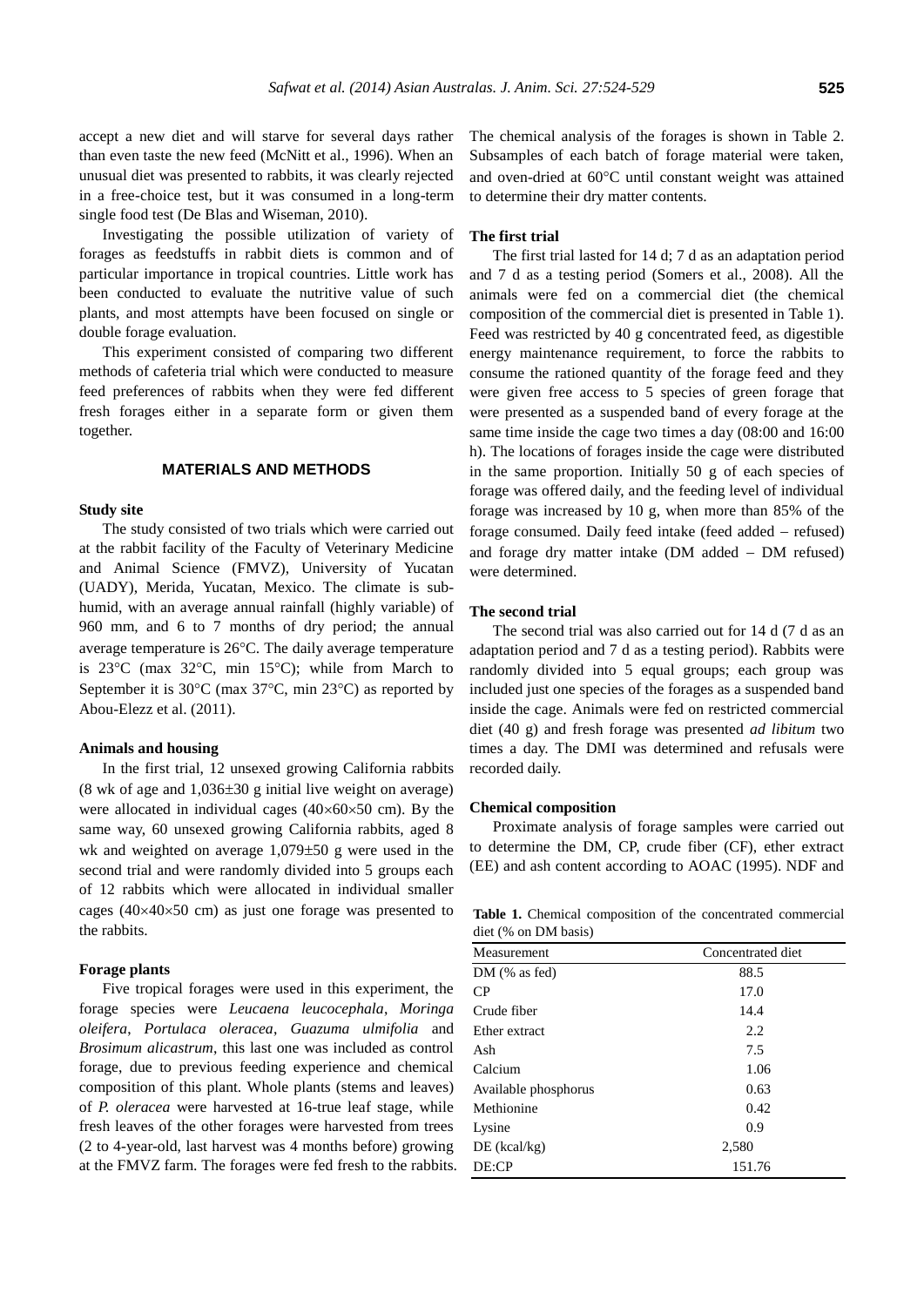accept a new diet and will starve for several days rather than even taste the new feed (McNitt et al., 1996). When an unusual diet was presented to rabbits, it was clearly rejected in a free-choice test, but it was consumed in a long-term single food test (De Blas and Wiseman, 2010).

Investigating the possible utilization of variety of forages as feedstuffs in rabbit diets is common and of particular importance in tropical countries. Little work has been conducted to evaluate the nutritive value of such plants, and most attempts have been focused on single or double forage evaluation.

This experiment consisted of comparing two different methods of cafeteria trial which were conducted to measure feed preferences of rabbits when they were fed different fresh forages either in a separate form or given them together.

## MATERIALS AND METHODS

### Study site

The study consisted of two trials which were carried out at the rabbit facility of the Faculty of Veterinary Medicine and Animal Science (FMVZ), University of Yucatan (UADY), Merida, Yucatan, Mexico. The climate is sub-humid, with an average annual rainfall (highly variable) of 960 mm, and 6 to 7 months of dry period; the annual average temperature is 26°C. The daily average temperature is 23°C (max 32°C, min 15°C); while from March to September it is 30°C (max 37°C, min 23°C) as reported by Abou-Elezz et al. (2011).

### Animals and housing

In the first trial, 12 unsexed growing California rabbits (8 wk of age and 1,036±30 g initial live weight on average) were allocated in individual cages (40×60×50 cm). By the same way, 60 unsexed growing California rabbits, aged 8 wk and weighted on average 1,079±50 g were used in the second trial and were randomly divided into 5 groups each of 12 rabbits which were allocated in individual smaller cages (40×40×50 cm) as just one forage was presented to the rabbits.

### Forage plants

Five tropical forages were used in this experiment, the forage species were *Leucaena leucocephala*, *Moringa oleifera*, *Portulaca oleracea*, *Guazuma ulmifolia* and *Brosimum alicastrum*, this last one was included as control forage, due to previous feeding experience and chemical composition of this plant. Whole plants (stems and leaves) of *P. oleracea* were harvested at 16-true leaf stage, while fresh leaves of the other forages were harvested from trees (2 to 4-year-old, last harvest was 4 months before) growing at the FMVZ farm. The forages were fed fresh to the rabbits. The chemical analysis of the forages is shown in Table 2. Subsamples of each batch of forage material were taken, and oven-dried at 60°C until constant weight was attained to determine their dry matter contents.

### The first trial

The first trial lasted for 14 d; 7 d as an adaptation period and 7 d as a testing period (Somers et al., 2008). All the animals were fed on a commercial diet (the chemical composition of the commercial diet is presented in Table 1). Feed was restricted by 40 g concentrated feed, as digestible energy maintenance requirement, to force the rabbits to consume the rationed quantity of the forage feed and they were given free access to 5 species of green forage that were presented as a suspended band of every forage at the same time inside the cage two times a day (08:00 and 16:00 h). The locations of forages inside the cage were distributed in the same proportion. Initially 50 g of each species of forage was offered daily, and the feeding level of individual forage was increased by 10 g, when more than 85% of the forage consumed. Daily feed intake (feed added – refused) and forage dry matter intake (DM added – DM refused) were determined.

### The second trial

The second trial was also carried out for 14 d (7 d as an adaptation period and 7 d as a testing period). Rabbits were randomly divided into 5 equal groups; each group was included just one species of the forages as a suspended band inside the cage. Animals were fed on restricted commercial diet (40 g) and fresh forage was presented *ad libitum* two times a day. The DMI was determined and refusals were recorded daily.

### Chemical composition

Proximate analysis of forage samples were carried out to determine the DM, CP, crude fiber (CF), ether extract (EE) and ash content according to AOAC (1995). NDF and

**Table 1.** Chemical composition of the concentrated commercial diet (% on DM basis)

| Measurement | Concentrated diet |
|---|---|
| DM (% as fed) | 88.5 |
| CP | 17.0 |
| Crude fiber | 14.4 |
| Ether extract | 2.2 |
| Ash | 7.5 |
| Calcium | 1.06 |
| Available phosphorus | 0.63 |
| Methionine | 0.42 |
| Lysine | 0.9 |
| DE (kcal/kg) | 2,580 |
| DE:CP | 151.76 |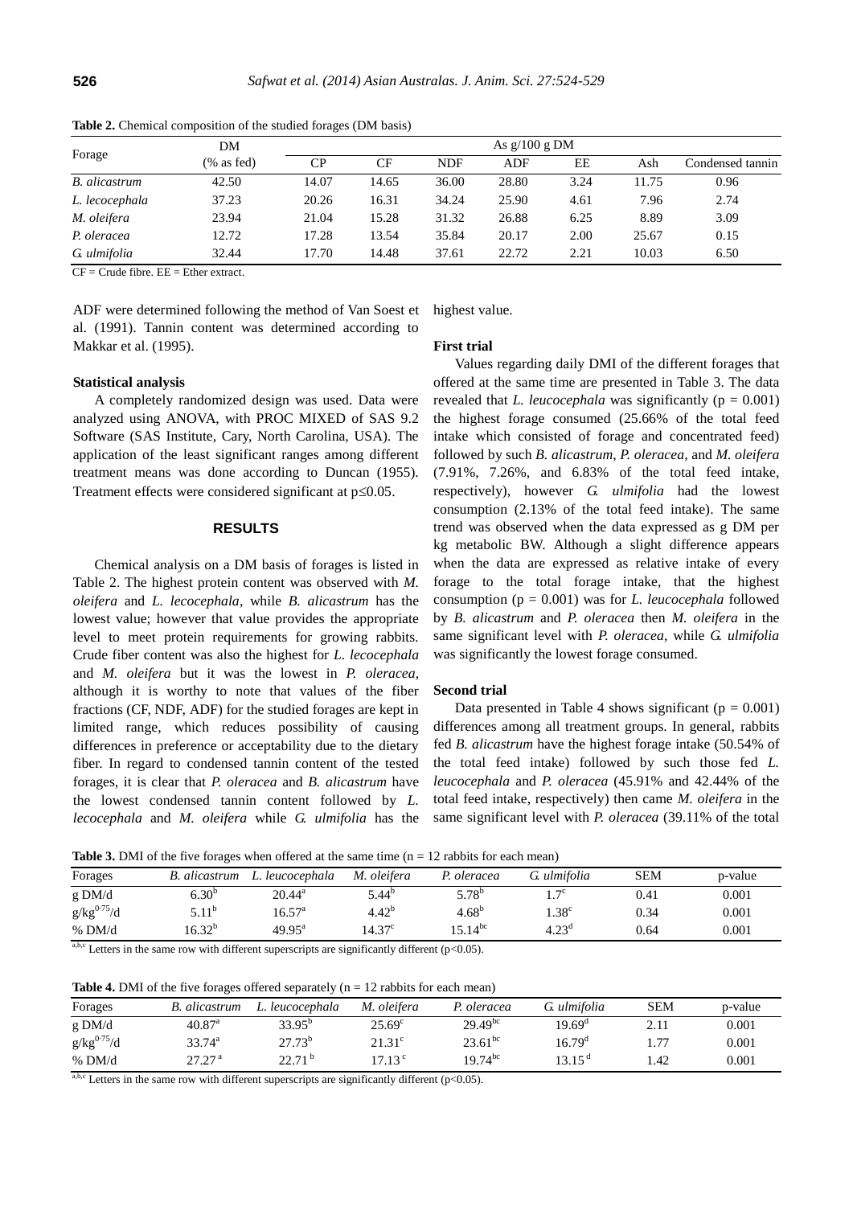**Table 2.** Chemical composition of the studied forages (DM basis)

| Forage | DM (% as fed) | As g/100 g DM | | | | | | |
|---|---|---|---|---|---|---|---|---|
| | | CP | CF | NDF | ADF | EE | Ash | Condensed tannin |
| *B. alicastrum* | 42.50 | 14.07 | 14.65 | 36.00 | 28.80 | 3.24 | 11.75 | 0.96 |
| *L. lecocephala* | 37.23 | 20.26 | 16.31 | 34.24 | 25.90 | 4.61 | 7.96 | 2.74 |
| *M. oleifera* | 23.94 | 21.04 | 15.28 | 31.32 | 26.88 | 6.25 | 8.89 | 3.09 |
| *P. oleracea* | 12.72 | 17.28 | 13.54 | 35.84 | 20.17 | 2.00 | 25.67 | 0.15 |
| *G. ulmifolia* | 32.44 | 17.70 | 14.48 | 37.61 | 22.72 | 2.21 | 10.03 | 6.50 |

CF = Crude fibre. EE = Ether extract.

ADF were determined following the method of Van Soest et al. (1991). Tannin content was determined according to Makkar et al. (1995).

#### Statistical analysis

A completely randomized design was used. Data were analyzed using ANOVA, with PROC MIXED of SAS 9.2 Software (SAS Institute, Cary, North Carolina, USA). The application of the least significant ranges among different treatment means was done according to Duncan (1955). Treatment effects were considered significant at $p \leq 0.05$.

## RESULTS

Chemical analysis on a DM basis of forages is listed in Table 2. The highest protein content was observed with *M. oleifera* and *L. lecocephala*, while *B. alicastrum* has the lowest value; however that value provides the appropriate level to meet protein requirements for growing rabbits. Crude fiber content was also the highest for *L. lecocephala* and *M. oleifera* but it was the lowest in *P. oleracea*, although it is worthy to note that values of the fiber fractions (CF, NDF, ADF) for the studied forages are kept in limited range, which reduces possibility of causing differences in preference or acceptability due to the dietary fiber. In regard to condensed tannin content of the tested forages, it is clear that *P. oleracea* and *B. alicastrum* have the lowest condensed tannin content followed by *L. lecocephala* and *M. oleifera* while *G. ulmifolia* has the highest value.

#### First trial

Values regarding daily DMI of the different forages that offered at the same time are presented in Table 3. The data revealed that *L. leucocephala* was significantly ($p = 0.001$) the highest forage consumed (25.66% of the total feed intake which consisted of forage and concentrated feed) followed by such *B. alicastrum*, *P. oleracea*, and *M. oleifera* (7.91%, 7.26%, and 6.83% of the total feed intake, respectively), however *G. ulmifolia* had the lowest consumption (2.13% of the total feed intake). The same trend was observed when the data expressed as g DM per kg metabolic BW. Although a slight difference appears when the data are expressed as relative intake of every forage to the total forage intake, that the highest consumption ($p = 0.001$) was for *L. leucocephala* followed by *B. alicastrum* and *P. oleracea* then *M. oleifera* in the same significant level with *P. oleracea*, while *G. ulmfolia* was significantly the lowest forage consumed.

#### Second trial

Data presented in Table 4 shows significant ($p = 0.001$) differences among all treatment groups. In general, rabbits fed *B. alicastrum* have the highest forage intake (50.54% of the total feed intake) followed by such those fed *L. leucocephala* and *P. oleracea* (45.91% and 42.44% of the total feed intake, respectively) then came *M. oleifera* in the same significant level with *P. oleracea* (39.11% of the total

**Table 3.** DMI of the five forages when offered at the same time (n = 12 rabbits for each mean)

| Forages | *B. alicastrum* | *L. leucocephala* | *M. oleifera* | *P. oleracea* | *G. ulmifolia* | SEM | p-value |
|---|---|---|---|---|---|---|---|
| g DM/d | $6.30^{b}$ | $20.44^{a}$ | $5.44^{b}$ | $5.78^{b}$ | $1.7^{c}$ | 0.41 | 0.001 |
| $g/kg^{0.75}/d$ | $5.11^{b}$ | $16.57^{a}$ | $4.42^{b}$ | $4.68^{b}$ | $1.38^{c}$ | 0.34 | 0.001 |
| % DM/d | $16.32^{b}$ | $49.95^{a}$ | $14.37^{c}$ | $15.14^{bc}$ | $4.23^{d}$ | 0.64 | 0.001 |

[a,b,c] Letters in the same row with different superscripts are significantly different ($p<0.05$).

**Table 4.** DMI of the five forages offered separately (n = 12 rabbits for each mean)

| Forages | *B. alicastrum* | *L. leucocephala* | *M. oleifera* | *P. oleracea* | *G. ulmifolia* | SEM | p-value |
|---|---|---|---|---|---|---|---|
| g DM/d | $40.87^{a}$ | $33.95^{b}$ | $25.69^{c}$ | $29.49^{bc}$ | $19.69^{d}$ | 2.11 | 0.001 |
| $g/kg^{0.75}/d$ | $33.74^{a}$ | $27.73^{b}$ | $21.31^{c}$ | $23.61^{bc}$ | $16.79^{d}$ | 1.77 | 0.001 |
| % DM/d | $27.27^{a}$ | $22.71^{b}$ | $17.13^{c}$ | $19.74^{bc}$ | $13.15^{d}$ | 1.42 | 0.001 |

[a,b,c] Letters in the same row with different superscripts are significantly different ($p<0.05$).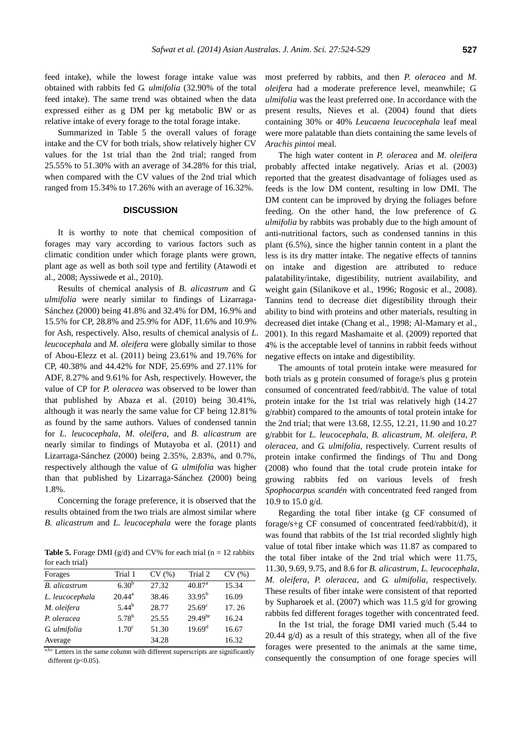feed intake), while the lowest forage intake value was obtained with rabbits fed *G. ulmifolia* (32.90% of the total feed intake). The same trend was obtained when the data expressed either as g DM per kg metabolic BW or as relative intake of every forage to the total forage intake.

Summarized in Table 5 the overall values of forage intake and the CV for both trials, show relatively higher CV values for the 1st trial than the 2nd trial; ranged from 25.55% to 51.30% with an average of 34.28% for this trial, when compared with the CV values of the 2nd trial which ranged from 15.34% to 17.26% with an average of 16.32%.

## DISCUSSION

It is worthy to note that chemical composition of forages may vary according to various factors such as climatic condition under which forage plants were grown, plant age as well as both soil type and fertility (Atawodi et al., 2008; Ayssiwede et al., 2010).

Results of chemical analysis of *B. alicastrum* and *G. ulmifolia* were nearly similar to findings of Lizarraga-Sánchez (2000) being 41.8% and 32.4% for DM, 16.9% and 15.5% for CP, 28.8% and 25.9% for ADF, 11.6% and 10.9% for Ash, respectively. Also, results of chemical analysis of *L. leucocephala* and *M. oleifera* were globally similar to those of Abou-Elezz et al. (2011) being 23.61% and 19.76% for CP, 40.38% and 44.42% for NDF, 25.69% and 27.11% for ADF, 8.27% and 9.61% for Ash, respectively. However, the value of CP for *P. oleracea* was observed to be lower than that published by Abaza et al. (2010) being 30.41%, although it was nearly the same value for CF being 12.81% as found by the same authors. Values of condensed tannin for *L. leucocephala*, *M. oleifera*, and *B. alicastrum* are nearly similar to findings of Mutayoba et al. (2011) and Lizarraga-Sánchez (2000) being 2.35%, 2.83%, and 0.7%, respectively although the value of *G. ulmifolia* was higher than that published by Lizarraga-Sánchez (2000) being 1.8%.

Concerning the forage preference, it is observed that the results obtained from the two trials are almost similar where *B. alicastrum* and *L. leucocephala* were the forage plants most preferred by rabbits, and then *P. oleracea* and *M. oleifera* had a moderate preference level, meanwhile; *G. ulmifolia* was the least preferred one. In accordance with the present results, Nieves et al. (2004) found that diets containing 30% or 40% *Leucaena leucocephala* leaf meal were more palatable than diets containing the same levels of *Arachis pintoi* meal.

**Table 5.** Forage DMI (g/d) and CV% for each trial (n = 12 rabbits for each trial)

| Forages | Trial 1 | CV (%) | Trial 2 | CV (%) |
|---|---|---|---|---|
| *B. alicastrum* | 6.30[b] | 27.32 | 40.87[a] | 15.34 |
| *L. leucocephala* | 20.44[a] | 38.46 | 33.95[b] | 16.09 |
| *M. oleifera* | 5.44[b] | 28.77 | 25.69[c] | 17.26 |
| *P. oleracea* | 5.78[b] | 25.55 | 29.49[bc] | 16.24 |
| *G. ulmifolia* | 1.70[c] | 51.30 | 19.69[d] | 16.67 |
| Average | | 34.28 | | 16.32 |

[a,b,c] Letters in the same column with different superscripts are significantly different ($p<0.05$).

The high water content in *P. oleracea* and *M. oleifera* probably affected intake negatively. Arias et al. (2003) reported that the greatest disadvantage of foliages used as feeds is the low DM content, resulting in low DMI. The DM content can be improved by drying the foliages before feeding. On the other hand, the low preference of *G. ulmifolia* by rabbits was probably due to the high amount of anti-nutritional factors, such as condensed tannins in this plant (6.5%), since the higher tannin content in a plant the less is its dry matter intake. The negative effects of tannins on intake and digestion are attributed to reduce palatability/intake, digestibility, nutrient availability, and weight gain (Silanikove et al., 1996; Rogosic et al., 2008). Tannins tend to decrease diet digestibility through their ability to bind with proteins and other materials, resulting in decreased diet intake (Chang et al., 1998; Al-Mamary et al., 2001). In this regard Mashamaite et al. (2009) reported that 4% is the acceptable level of tannins in rabbit feeds without negative effects on intake and digestibility.

The amounts of total protein intake were measured for both trials as g protein consumed of forage/s plus g protein consumed of concentrated feed/rabbit/d. The value of total protein intake for the 1st trial was relatively high (14.27 g/rabbit) compared to the amounts of total protein intake for the 2nd trial; that were 13.68, 12.55, 12.21, 11.90 and 10.27 g/rabbit for *L. leucocephala*, *B. alicastrum*, *M. oleifera*, *P. oleracea*, and *G. ulmifolia*, respectively. Current results of protein intake confirmed the findings of Thu and Dong (2008) who found that the total crude protein intake for growing rabbits fed on various levels of fresh *Spophocarpus scandén* with concentrated feed ranged from 10.9 to 15.0 g/d.

Regarding the total fiber intake (g CF consumed of forage/s+g CF consumed of concentrated feed/rabbit/d), it was found that rabbits of the 1st trial recorded slightly high value of total fiber intake which was 11.87 as compared to the total fiber intake of the 2nd trial which were 11.75, 11.30, 9.69, 9.75, and 8.6 for *B. alicastrum*, *L. leucocephala*, *M. oleifera*, *P. oleracea*, and *G. ulmifolia*, respectively. These results of fiber intake were consistent of that reported by Supharoek et al. (2007) which was 11.5 g/d for growing rabbits fed different forages together with concentrated feed.

In the 1st trial, the forage DMI varied much (5.44 to 20.44 g/d) as a result of this strategy, when all of the five forages were presented to the animals at the same time, consequently the consumption of one forage species will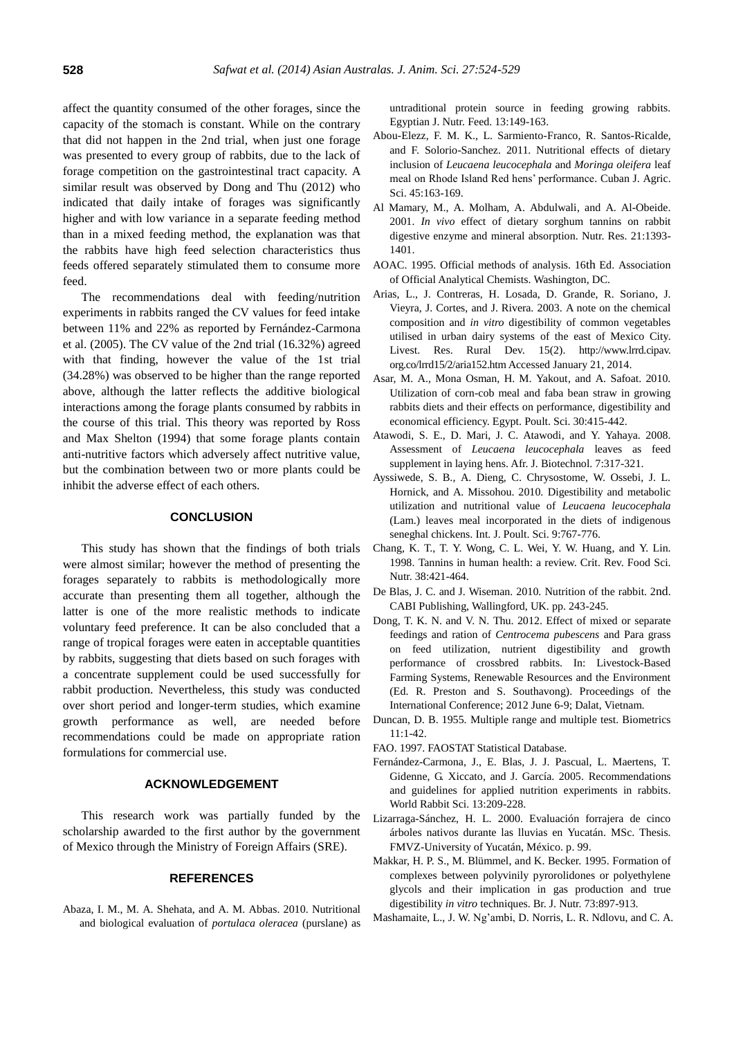affect the quantity consumed of the other forages, since the capacity of the stomach is constant. While on the contrary that did not happen in the 2nd trial, when just one forage was presented to every group of rabbits, due to the lack of forage competition on the gastrointestinal tract capacity. A similar result was observed by Dong and Thu (2012) who indicated that daily intake of forages was significantly higher and with low variance in a separate feeding method than in a mixed feeding method, the explanation was that the rabbits have high feed selection characteristics thus feeds offered separately stimulated them to consume more feed.

The recommendations deal with feeding/nutrition experiments in rabbits ranged the CV values for feed intake between 11% and 22% as reported by Fernández-Carmona et al. (2005). The CV value of the 2nd trial (16.32%) agreed with that finding, however the value of the 1st trial (34.28%) was observed to be higher than the range reported above, although the latter reflects the additive biological interactions among the forage plants consumed by rabbits in the course of this trial. This theory was reported by Ross and Max Shelton (1994) that some forage plants contain anti-nutritive factors which adversely affect nutritive value, but the combination between two or more plants could be inhibit the adverse effect of each others.

## CONCLUSION

This study has shown that the findings of both trials were almost similar; however the method of presenting the forages separately to rabbits is methodologically more accurate than presenting them all together, although the latter is one of the more realistic methods to indicate voluntary feed preference. It can be also concluded that a range of tropical forages were eaten in acceptable quantities by rabbits, suggesting that diets based on such forages with a concentrate supplement could be used successfully for rabbit production. Nevertheless, this study was conducted over short period and longer-term studies, which examine growth performance as well, are needed before recommendations could be made on appropriate ration formulations for commercial use.

## ACKNOWLEDGEMENT

This research work was partially funded by the scholarship awarded to the first author by the government of Mexico through the Ministry of Foreign Affairs (SRE).

## REFERENCES

Abaza, I. M., M. A. Shehata, and A. M. Abbas. 2010. Nutritional and biological evaluation of *portulaca oleracea* (purslane) as untraditional protein source in feeding growing rabbits. Egyptian J. Nutr. Feed. 13:149-163.

Abou-Elezz, F. M. K., L. Sarmiento-Franco, R. Santos-Ricalde, and F. Solorio-Sanchez. 2011. Nutritional effects of dietary inclusion of *Leucaena leucocephala* and *Moringa oleifera* leaf meal on Rhode Island Red hens' performance. Cuban J. Agric. Sci. 45:163-169.

Al Mamary, M., A. Molham, A. Abdulwali, and A. Al-Obeide. 2001. *In vivo* effect of dietary sorghum tannins on rabbit digestive enzyme and mineral absorption. Nutr. Res. 21:1393-1401.

AOAC. 1995. Official methods of analysis. 16th Ed. Association of Official Analytical Chemists. Washington, DC.

Arias, L., J. Contreras, H. Losada, D. Grande, R. Soriano, J. Vieyra, J. Cortes, and J. Rivera. 2003. A note on the chemical composition and *in vitro* digestibility of common vegetables utilised in urban dairy systems of the east of Mexico City. Livest. Res. Rural Dev. 15(2). http://www.lrrd.cipav.org.co/lrrd15/2/aria152.htm Accessed January 21, 2014.

Asar, M. A., Mona Osman, H. M. Yakout, and A. Safoat. 2010. Utilization of corn-cob meal and faba bean straw in growing rabbits diets and their effects on performance, digestibility and economical efficiency. Egypt. Poult. Sci. 30:415-442.

Atawodi, S. E., D. Mari, J. C. Atawodi, and Y. Yahaya. 2008. Assessment of *Leucaena leucocephala* leaves as feed supplement in laying hens. Afr. J. Biotechnol. 7:317-321.

Ayssiwede, S. B., A. Dieng, C. Chrysostome, W. Ossebi, J. L. Hornick, and A. Missohou. 2010. Digestibility and metabolic utilization and nutritional value of *Leucaena leucocephala* (Lam.) leaves meal incorporated in the diets of indigenous seneghal chickens. Int. J. Poult. Sci. 9:767-776.

Chang, K. T., T. Y. Wong, C. L. Wei, Y. W. Huang, and Y. Lin. 1998. Tannins in human health: a review. Crit. Rev. Food Sci. Nutr. 38:421-464.

De Blas, J. C. and J. Wiseman. 2010. Nutrition of the rabbit. 2nd. CABI Publishing, Wallingford, UK. pp. 243-245.

Dong, T. K. N. and V. N. Thu. 2012. Effect of mixed or separate feedings and ration of *Centrocema pubescens* and Para grass on feed utilization, nutrient digestibility and growth performance of crossbred rabbits. In: Livestock-Based Farming Systems, Renewable Resources and the Environment (Ed. R. Preston and S. Southavong). Proceedings of the International Conference; 2012 June 6-9; Dalat, Vietnam.

Duncan, D. B. 1955. Multiple range and multiple test. Biometrics 11:1-42.

FAO. 1997. FAOSTAT Statistical Database.

Fernández-Carmona, J., E. Blas, J. J. Pascual, L. Maertens, T. Gidenne, G. Xiccato, and J. García. 2005. Recommendations and guidelines for applied nutrition experiments in rabbits. World Rabbit Sci. 13:209-228.

Lizarraga-Sánchez, H. L. 2000. Evaluación forrajera de cinco árboles nativos durante las lluvias en Yucatán. MSc. Thesis. FMVZ-University of Yucatán, México. p. 99.

Makkar, H. P. S., M. Blümmel, and K. Becker. 1995. Formation of complexes between polyvinily pyrorolidones or polyethylene glycols and their implication in gas production and true digestibility *in vitro* techniques. Br. J. Nutr. 73:897-913.

Mashamaite, L., J. W. Ng'ambi, D. Norris, L. R. Ndlovu, and C. A.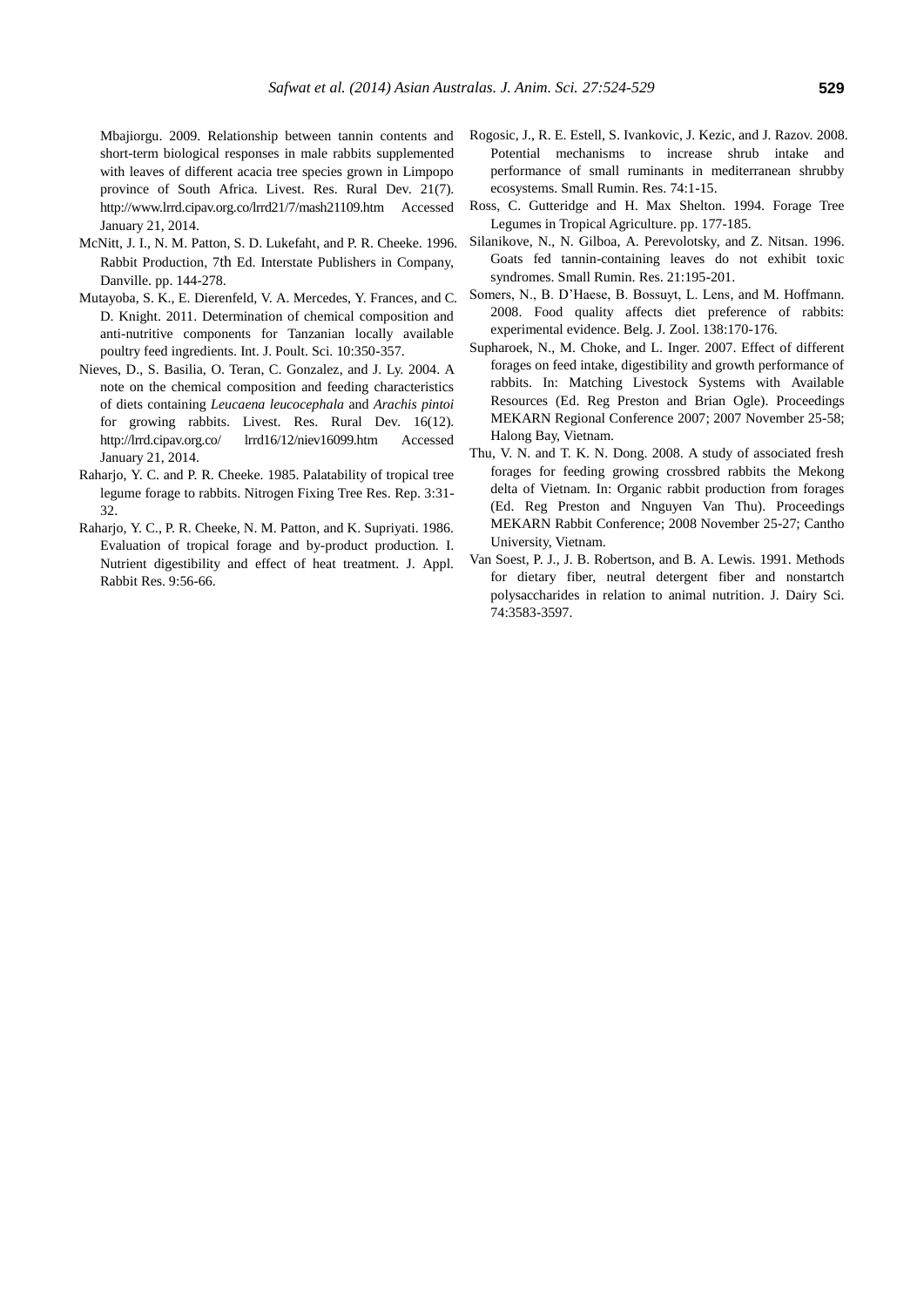Mbajiorgu. 2009. Relationship between tannin contents and short-term biological responses in male rabbits supplemented with leaves of different acacia tree species grown in Limpopo province of South Africa. Livest. Res. Rural Dev. 21(7). http://www.lrrd.cipav.org.co/lrrd21/7/mash21109.htm Accessed January 21, 2014.

McNitt, J. I., N. M. Patton, S. D. Lukefaht, and P. R. Cheeke. 1996. Rabbit Production, 7th Ed. Interstate Publishers in Company, Danville. pp. 144-278.

Mutayoba, S. K., E. Dierenfeld, V. A. Mercedes, Y. Frances, and C. D. Knight. 2011. Determination of chemical composition and anti-nutritive components for Tanzanian locally available poultry feed ingredients. Int. J. Poult. Sci. 10:350-357.

Nieves, D., S. Basilia, O. Teran, C. Gonzalez, and J. Ly. 2004. A note on the chemical composition and feeding characteristics of diets containing *Leucaena leucocephala* and *Arachis pintoi* for growing rabbits. Livest. Res. Rural Dev. 16(12). http://lrrd.cipav.org.co/ lrrd16/12/niev16099.htm Accessed January 21, 2014.

Raharjo, Y. C. and P. R. Cheeke. 1985. Palatability of tropical tree legume forage to rabbits. Nitrogen Fixing Tree Res. Rep. 3:31-32.

Raharjo, Y. C., P. R. Cheeke, N. M. Patton, and K. Supriyati. 1986. Evaluation of tropical forage and by-product production. I. Nutrient digestibility and effect of heat treatment. J. Appl. Rabbit Res. 9:56-66.

Rogosic, J., R. E. Estell, S. Ivankovic, J. Kezic, and J. Razov. 2008. Potential mechanisms to increase shrub intake and performance of small ruminants in mediterranean shrubby ecosystems. Small Rumin. Res. 74:1-15.

Ross, C. Gutteridge and H. Max Shelton. 1994. Forage Tree Legumes in Tropical Agriculture. pp. 177-185.

Silanikove, N., N. Gilboa, A. Perevolotsky, and Z. Nitsan. 1996. Goats fed tannin-containing leaves do not exhibit toxic syndromes. Small Rumin. Res. 21:195-201.

Somers, N., B. D'Haese, B. Bossuyt, L. Lens, and M. Hoffmann. 2008. Food quality affects diet preference of rabbits: experimental evidence. Belg. J. Zool. 138:170-176.

Supharoek, N., M. Choke, and L. Inger. 2007. Effect of different forages on feed intake, digestibility and growth performance of rabbits. In: Matching Livestock Systems with Available Resources (Ed. Reg Preston and Brian Ogle). Proceedings MEKARN Regional Conference 2007; 2007 November 25-58; Halong Bay, Vietnam.

Thu, V. N. and T. K. N. Dong. 2008. A study of associated fresh forages for feeding growing crossbred rabbits the Mekong delta of Vietnam. In: Organic rabbit production from forages (Ed. Reg Preston and Nnguyen Van Thu). Proceedings MEKARN Rabbit Conference; 2008 November 25-27; Cantho University, Vietnam.

Van Soest, P. J., J. B. Robertson, and B. A. Lewis. 1991. Methods for dietary fiber, neutral detergent fiber and nonstartch polysaccharides in relation to animal nutrition. J. Dairy Sci. 74:3583-3597.